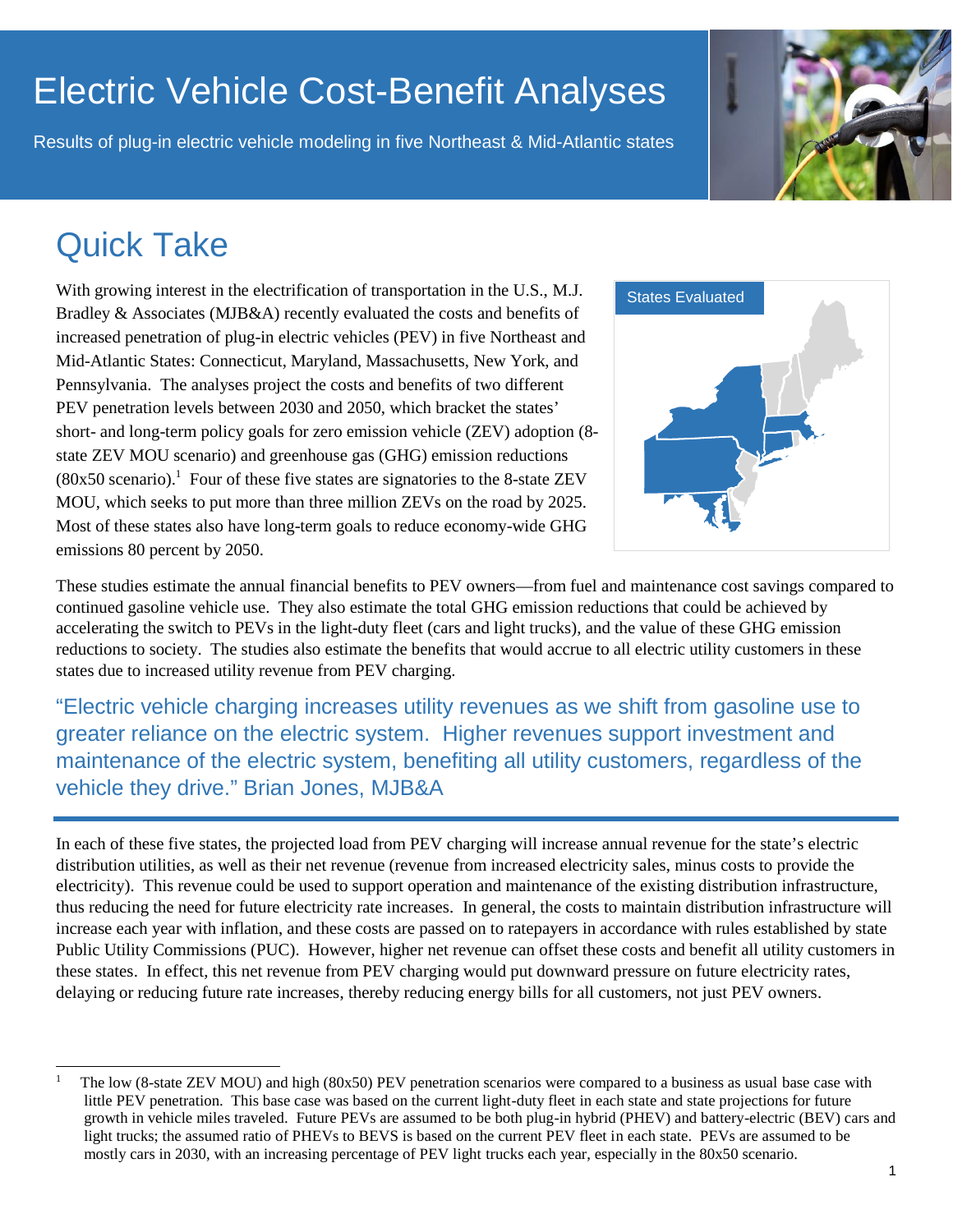# Electric Vehicle Cost-Benefit Analyses

Results of plug-in electric vehicle modeling in five Northeast & Mid-Atlantic states

## Quick Take

With growing interest in the electrification of transportation in the U.S., M.J. Bradley & Associates (MJB&A) recently evaluated the costs and benefits of increased penetration of plug-in electric vehicles (PEV) in five Northeast and Mid-Atlantic States: Connecticut, Maryland, Massachusetts, New York, and Pennsylvania. The analyses project the costs and benefits of two different PEV penetration levels between 2030 and 2050, which bracket the states' short- and long-term policy goals for zero emission vehicle (ZEV) adoption (8-state ZEV MOU scenario) and greenhouse gas (GHG) emission reductions (80x50 scenario).[1] Four of these five states are signatories to the 8-state ZEV MOU, which seeks to put more than three million ZEVs on the road by 2025. Most of these states also have long-term goals to reduce economy-wide GHG emissions 80 percent by 2050.

States Evaluated

These studies estimate the annual financial benefits to PEV owners—from fuel and maintenance cost savings compared to continued gasoline vehicle use. They also estimate the total GHG emission reductions that could be achieved by accelerating the switch to PEVs in the light-duty fleet (cars and light trucks), and the value of these GHG emission reductions to society. The studies also estimate the benefits that would accrue to all electric utility customers in these states due to increased utility revenue from PEV charging.

> "Electric vehicle charging increases utility revenues as we shift from gasoline use to greater reliance on the electric system. Higher revenues support investment and maintenance of the electric system, benefiting all utility customers, regardless of the vehicle they drive." Brian Jones, MJB&A

In each of these five states, the projected load from PEV charging will increase annual revenue for the state's electric distribution utilities, as well as their net revenue (revenue from increased electricity sales, minus costs to provide the electricity). This revenue could be used to support operation and maintenance of the existing distribution infrastructure, thus reducing the need for future electricity rate increases. In general, the costs to maintain distribution infrastructure will increase each year with inflation, and these costs are passed on to ratepayers in accordance with rules established by state Public Utility Commissions (PUC). However, higher net revenue can offset these costs and benefit all utility customers in these states. In effect, this net revenue from PEV charging would put downward pressure on future electricity rates, delaying or reducing future rate increases, thereby reducing energy bills for all customers, not just PEV owners.

---

[1] The low (8-state ZEV MOU) and high (80x50) PEV penetration scenarios were compared to a business as usual base case with little PEV penetration. This base case was based on the current light-duty fleet in each state and state projections for future growth in vehicle miles traveled. Future PEVs are assumed to be both plug-in hybrid (PHEV) and battery-electric (BEV) cars and light trucks; the assumed ratio of PHEVs to BEVS is based on the current PEV fleet in each state. PEVs are assumed to be mostly cars in 2030, with an increasing percentage of PEV light trucks each year, especially in the 80x50 scenario.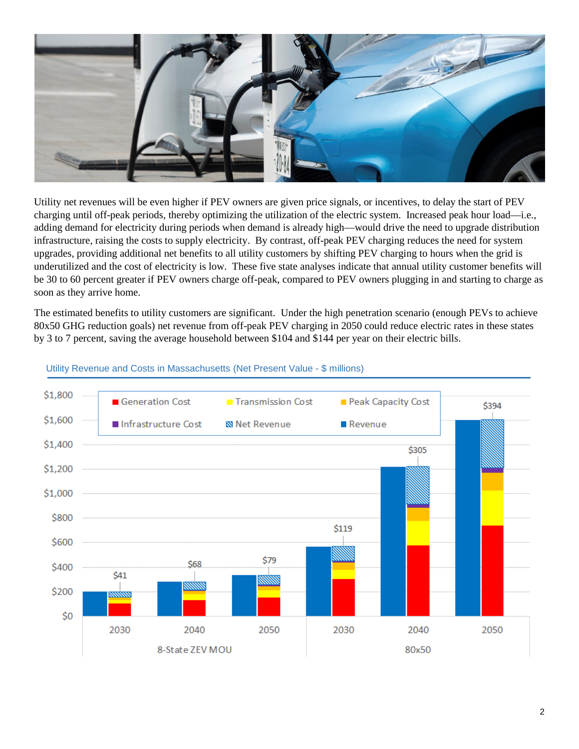Utility net revenues will be even higher if PEV owners are given price signals, or incentives, to delay the start of PEV charging until off-peak periods, thereby optimizing the utilization of the electric system. Increased peak hour load—i.e., adding demand for electricity during periods when demand is already high—would drive the need to upgrade distribution infrastructure, raising the costs to supply electricity. By contrast, off-peak PEV charging reduces the need for system upgrades, providing additional net benefits to all utility customers by shifting PEV charging to hours when the grid is underutilized and the cost of electricity is low. These five state analyses indicate that annual utility customer benefits will be 30 to 60 percent greater if PEV owners charge off-peak, compared to PEV owners plugging in and starting to charge as soon as they arrive home.

The estimated benefits to utility customers are significant. Under the high penetration scenario (enough PEVs to achieve 80x50 GHG reduction goals) net revenue from off-peak PEV charging in 2050 could reduce electric rates in these states by 3 to 7 percent, saving the average household between \$104 and \$144 per year on their electric bills.

Utility Revenue and Costs in Massachusetts (Net Present Value - \$ millions)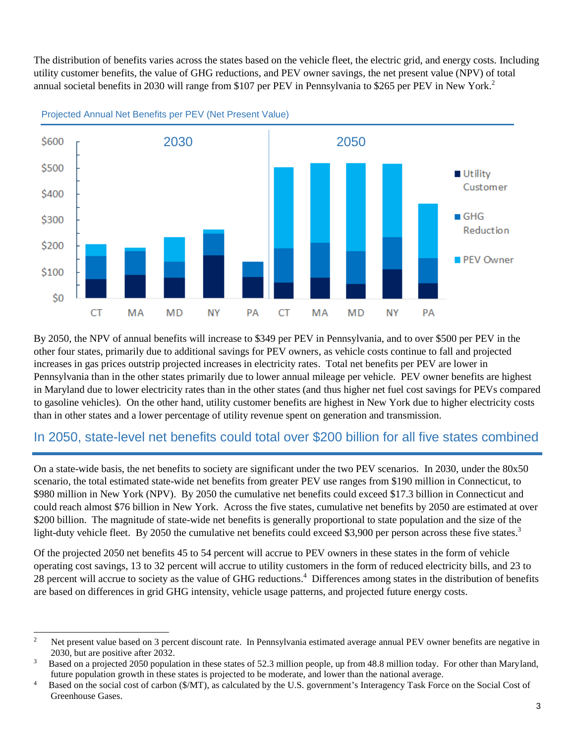The distribution of benefits varies across the states based on the vehicle fleet, the electric grid, and energy costs. Including utility customer benefits, the value of GHG reductions, and PEV owner savings, the net present value (NPV) of total annual societal benefits in 2030 will range from $107 per PEV in Pennsylvania to $265 per PEV in New York.[2]

Projected Annual Net Benefits per PEV (Net Present Value)

By 2050, the NPV of annual benefits will increase to $349 per PEV in Pennsylvania, and to over $500 per PEV in the other four states, primarily due to additional savings for PEV owners, as vehicle costs continue to fall and projected increases in gas prices outstrip projected increases in electricity rates. Total net benefits per PEV are lower in Pennsylvania than in the other states primarily due to lower annual mileage per vehicle. PEV owner benefits are highest in Maryland due to lower electricity rates than in the other states (and thus higher net fuel cost savings for PEVs compared to gasoline vehicles). On the other hand, utility customer benefits are highest in New York due to higher electricity costs than in other states and a lower percentage of utility revenue spent on generation and transmission.

## In 2050, state-level net benefits could total over $200 billion for all five states combined

On a state-wide basis, the net benefits to society are significant under the two PEV scenarios. In 2030, under the 80x50 scenario, the total estimated state-wide net benefits from greater PEV use ranges from $190 million in Connecticut, to $980 million in New York (NPV). By 2050 the cumulative net benefits could exceed $17.3 billion in Connecticut and could reach almost $76 billion in New York. Across the five states, cumulative net benefits by 2050 are estimated at over $200 billion. The magnitude of state-wide net benefits is generally proportional to state population and the size of the light-duty vehicle fleet. By 2050 the cumulative net benefits could exceed $3,900 per person across these five states.[3]

Of the projected 2050 net benefits 45 to 54 percent will accrue to PEV owners in these states in the form of vehicle operating cost savings, 13 to 32 percent will accrue to utility customers in the form of reduced electricity bills, and 23 to 28 percent will accrue to society as the value of GHG reductions.[4] Differences among states in the distribution of benefits are based on differences in grid GHG intensity, vehicle usage patterns, and projected future energy costs.

---

[2] Net present value based on 3 percent discount rate. In Pennsylvania estimated average annual PEV owner benefits are negative in 2030, but are positive after 2032.

[3] Based on a projected 2050 population in these states of 52.3 million people, up from 48.8 million today. For other than Maryland, future population growth in these states is projected to be moderate, and lower than the national average.

[4] Based on the social cost of carbon ($/MT), as calculated by the U.S. government's Interagency Task Force on the Social Cost of Greenhouse Gases.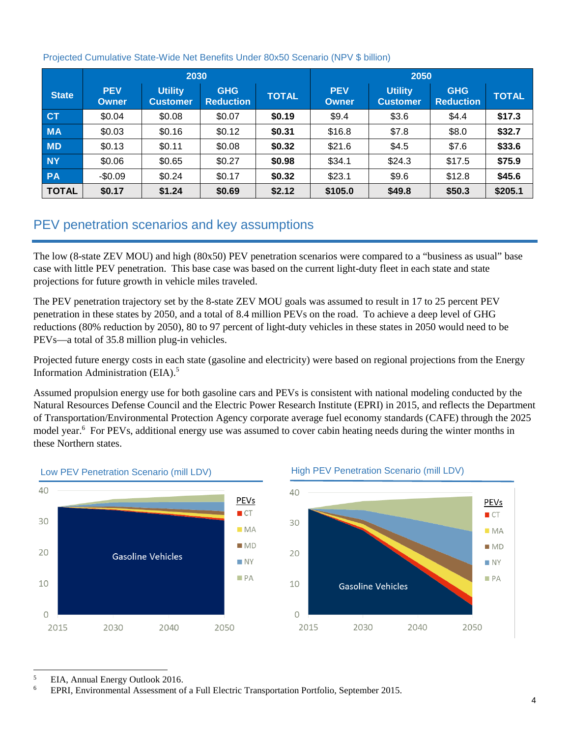Projected Cumulative State-Wide Net Benefits Under 80x50 Scenario (NPV $ billion)

| State | 2030 | | | | 2050 | | | |
|---|---|---|---|---|---|---|---|---|
| | PEV Owner | Utility Customer | GHG Reduction | TOTAL | PEV Owner | Utility Customer | GHG Reduction | TOTAL |
| CT | $0.04 | $0.08 | $0.07 | **$0.19** | $9.4 | $3.6 | $4.4 | **$17.3** |
| MA | $0.03 | $0.16 | $0.12 | **$0.31** | $16.8 | $7.8 | $8.0 | **$32.7** |
| MD | $0.13 | $0.11 | $0.08 | **$0.32** | $21.6 | $4.5 | $7.6 | **$33.6** |
| NY | $0.06 | $0.65 | $0.27 | **$0.98** | $34.1 | $24.3 | $17.5 | **$75.9** |
| PA | -$0.09 | $0.24 | $0.17 | **$0.32** | $23.1 | $9.6 | $12.8 | **$45.6** |
| **TOTAL** | **$0.17** | **$1.24** | **$0.69** | **$2.12** | **$105.0** | **$49.8** | **$50.3** | **$205.1** |

## PEV penetration scenarios and key assumptions

The low (8-state ZEV MOU) and high (80x50) PEV penetration scenarios were compared to a "business as usual" base case with little PEV penetration. This base case was based on the current light-duty fleet in each state and state projections for future growth in vehicle miles traveled.

The PEV penetration trajectory set by the 8-state ZEV MOU goals was assumed to result in 17 to 25 percent PEV penetration in these states by 2050, and a total of 8.4 million PEVs on the road. To achieve a deep level of GHG reductions (80% reduction by 2050), 80 to 97 percent of light-duty vehicles in these states in 2050 would need to be PEVs—a total of 35.8 million plug-in vehicles.

Projected future energy costs in each state (gasoline and electricity) were based on regional projections from the Energy Information Administration (EIA).[5]

Assumed propulsion energy use for both gasoline cars and PEVs is consistent with national modeling conducted by the Natural Resources Defense Council and the Electric Power Research Institute (EPRI) in 2015, and reflects the Department of Transportation/Environmental Protection Agency corporate average fuel economy standards (CAFE) through the 2025 model year.[6] For PEVs, additional energy use was assumed to cover cabin heating needs during the winter months in these Northern states.

Low PEV Penetration Scenario (mill LDV)

High PEV Penetration Scenario (mill LDV)

[5] EIA, Annual Energy Outlook 2016.

[6] EPRI, Environmental Assessment of a Full Electric Transportation Portfolio, September 2015.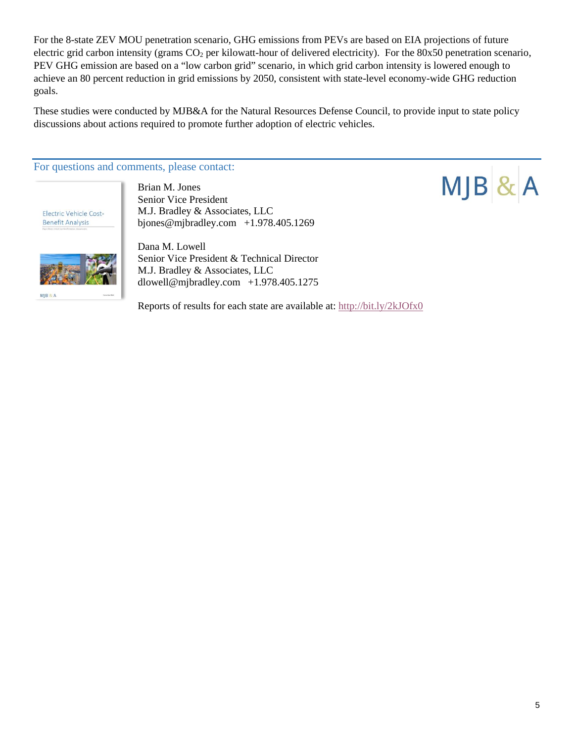For the 8-state ZEV MOU penetration scenario, GHG emissions from PEVs are based on EIA projections of future electric grid carbon intensity (grams $CO_2$ per kilowatt-hour of delivered electricity). For the 80x50 penetration scenario, PEV GHG emission are based on a "low carbon grid" scenario, in which grid carbon intensity is lowered enough to achieve an 80 percent reduction in grid emissions by 2050, consistent with state-level economy-wide GHG reduction goals.

These studies were conducted by MJB&A for the Natural Resources Defense Council, to provide input to state policy discussions about actions required to promote further adoption of electric vehicles.

## For questions and comments, please contact:

Brian M. Jones
Senior Vice President
M.J. Bradley & Associates, LLC
bjones@mjbradley.com +1.978.405.1269

Dana M. Lowell
Senior Vice President & Technical Director
M.J. Bradley & Associates, LLC
dlowell@mjbradley.com +1.978.405.1275

Reports of results for each state are available at: http://bit.ly/2kJOfx0